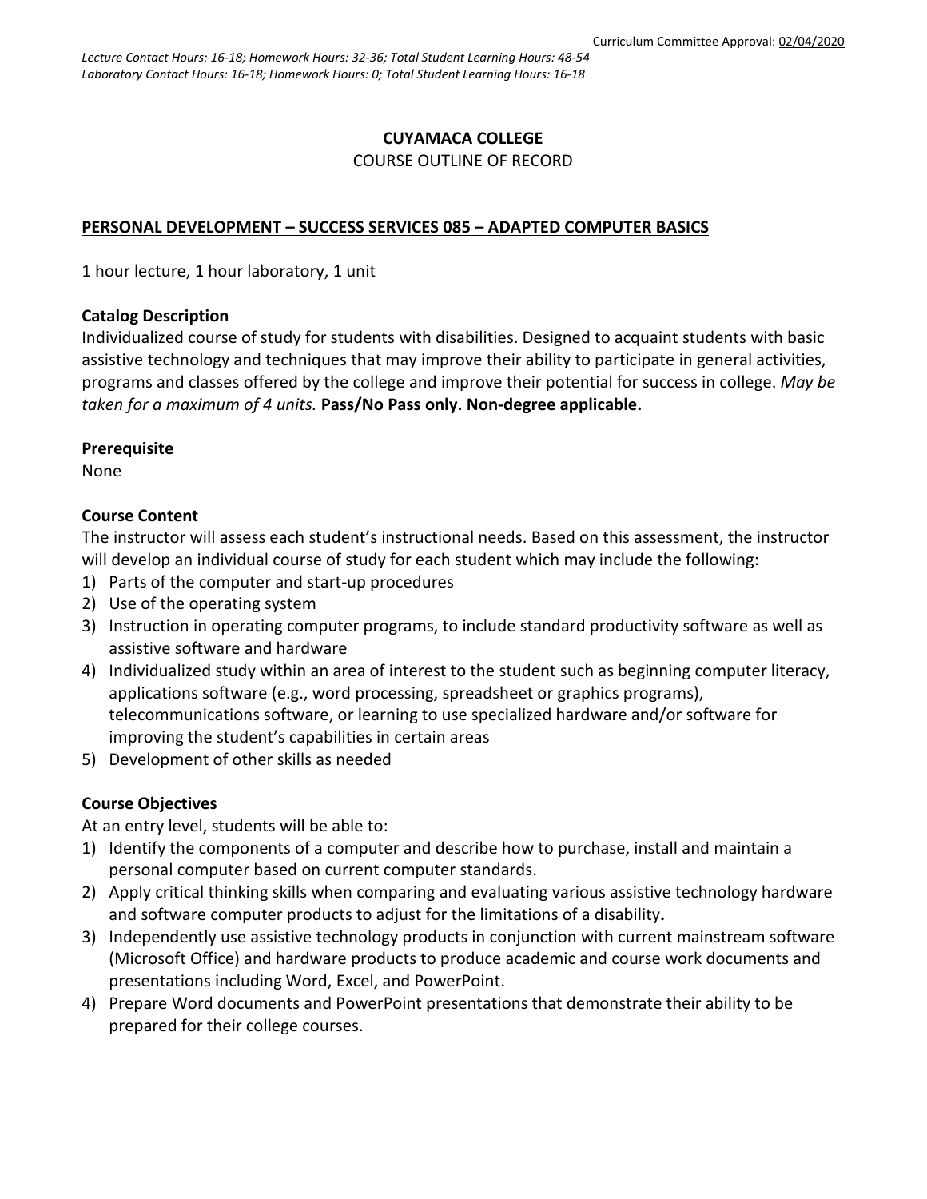Curriculum Committee Approval: 02/04/2020

*Lecture Contact Hours: 16-18; Homework Hours: 32-36; Total Student Learning Hours: 48-54*
*Laboratory Contact Hours: 16-18; Homework Hours: 0; Total Student Learning Hours: 16-18*

# CUYAMACA COLLEGE

COURSE OUTLINE OF RECORD

## PERSONAL DEVELOPMENT – SUCCESS SERVICES 085 – ADAPTED COMPUTER BASICS

1 hour lecture, 1 hour laboratory, 1 unit

**Catalog Description**

Individualized course of study for students with disabilities. Designed to acquaint students with basic assistive technology and techniques that may improve their ability to participate in general activities, programs and classes offered by the college and improve their potential for success in college. *May be taken for a maximum of 4 units.* **Pass/No Pass only. Non-degree applicable.**

**Prerequisite**

None

**Course Content**

The instructor will assess each student's instructional needs. Based on this assessment, the instructor will develop an individual course of study for each student which may include the following:

1) Parts of the computer and start-up procedures
2) Use of the operating system
3) Instruction in operating computer programs, to include standard productivity software as well as assistive software and hardware
4) Individualized study within an area of interest to the student such as beginning computer literacy, applications software (e.g., word processing, spreadsheet or graphics programs), telecommunications software, or learning to use specialized hardware and/or software for improving the student's capabilities in certain areas
5) Development of other skills as needed

**Course Objectives**

At an entry level, students will be able to:

1) Identify the components of a computer and describe how to purchase, install and maintain a personal computer based on current computer standards.
2) Apply critical thinking skills when comparing and evaluating various assistive technology hardware and software computer products to adjust for the limitations of a disability.
3) Independently use assistive technology products in conjunction with current mainstream software (Microsoft Office) and hardware products to produce academic and course work documents and presentations including Word, Excel, and PowerPoint.
4) Prepare Word documents and PowerPoint presentations that demonstrate their ability to be prepared for their college courses.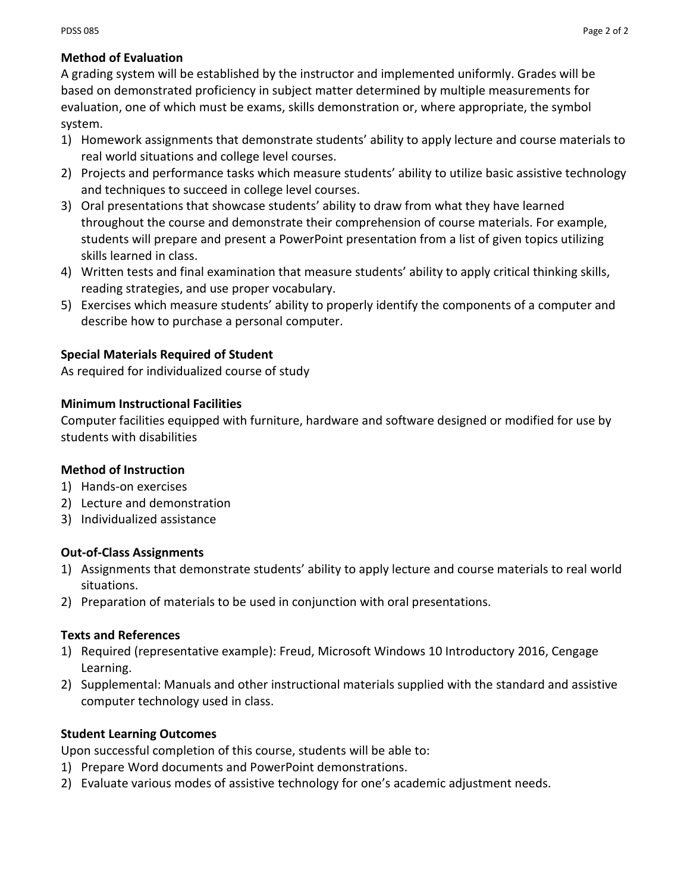**Method of Evaluation**

A grading system will be established by the instructor and implemented uniformly. Grades will be based on demonstrated proficiency in subject matter determined by multiple measurements for evaluation, one of which must be exams, skills demonstration or, where appropriate, the symbol system.

1) Homework assignments that demonstrate students' ability to apply lecture and course materials to real world situations and college level courses.
2) Projects and performance tasks which measure students' ability to utilize basic assistive technology and techniques to succeed in college level courses.
3) Oral presentations that showcase students' ability to draw from what they have learned throughout the course and demonstrate their comprehension of course materials. For example, students will prepare and present a PowerPoint presentation from a list of given topics utilizing skills learned in class.
4) Written tests and final examination that measure students' ability to apply critical thinking skills, reading strategies, and use proper vocabulary.
5) Exercises which measure students' ability to properly identify the components of a computer and describe how to purchase a personal computer.

**Special Materials Required of Student**

As required for individualized course of study

**Minimum Instructional Facilities**

Computer facilities equipped with furniture, hardware and software designed or modified for use by students with disabilities

**Method of Instruction**

1) Hands-on exercises
2) Lecture and demonstration
3) Individualized assistance

**Out-of-Class Assignments**

1) Assignments that demonstrate students' ability to apply lecture and course materials to real world situations.
2) Preparation of materials to be used in conjunction with oral presentations.

**Texts and References**

1) Required (representative example): Freud, Microsoft Windows 10 Introductory 2016, Cengage Learning.
2) Supplemental: Manuals and other instructional materials supplied with the standard and assistive computer technology used in class.

**Student Learning Outcomes**

Upon successful completion of this course, students will be able to:

1) Prepare Word documents and PowerPoint demonstrations.
2) Evaluate various modes of assistive technology for one's academic adjustment needs.